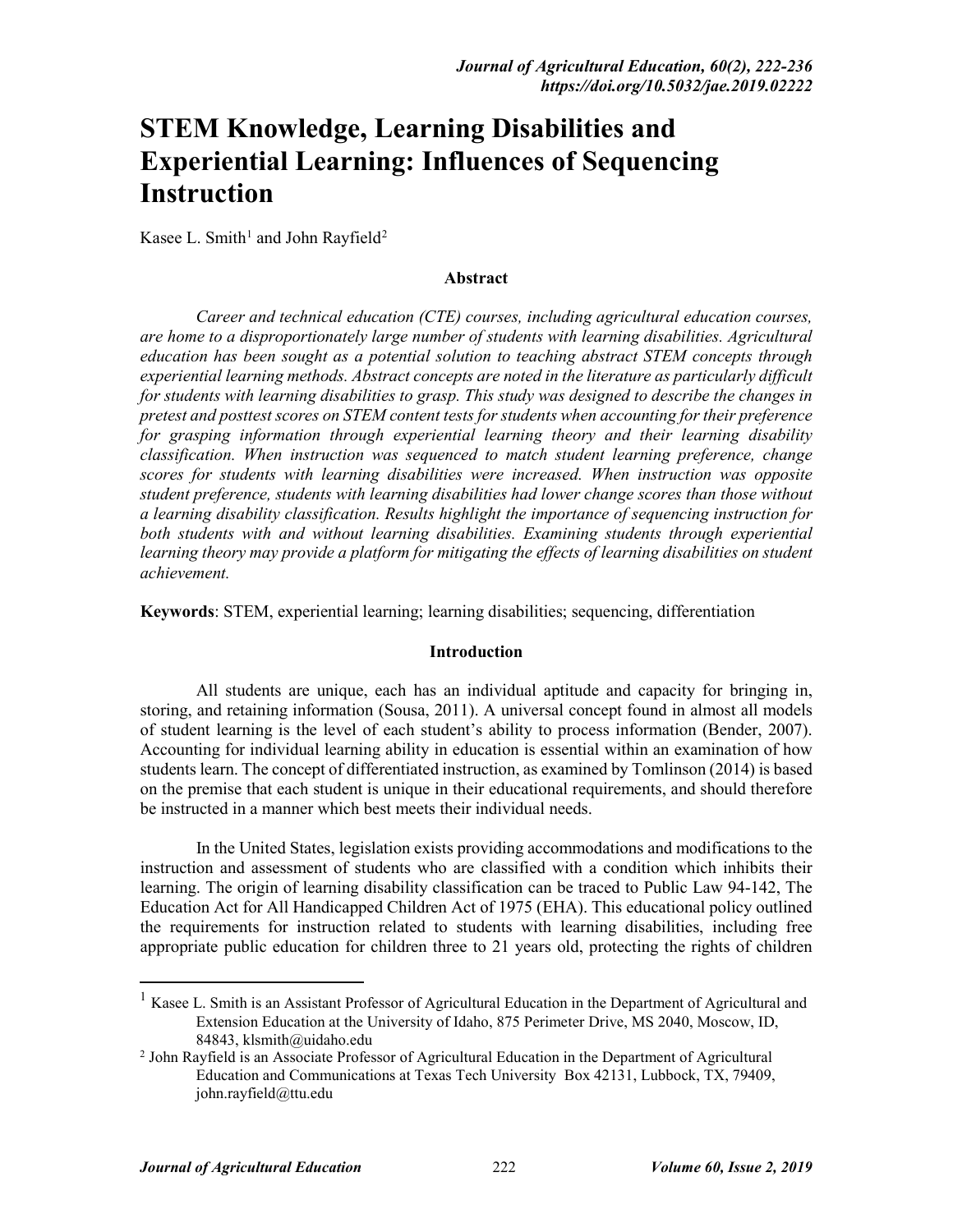# STEM Knowledge, Learning Disabilities and Experiential Learning: Influences of Sequencing Instruction

Kasee L. Smith[1] and John Rayfield[2]

## Abstract

*Career and technical education (CTE) courses, including agricultural education courses, are home to a disproportionately large number of students with learning disabilities. Agricultural education has been sought as a potential solution to teaching abstract STEM concepts through experiential learning methods. Abstract concepts are noted in the literature as particularly difficult for students with learning disabilities to grasp. This study was designed to describe the changes in pretest and posttest scores on STEM content tests for students when accounting for their preference for grasping information through experiential learning theory and their learning disability classification. When instruction was sequenced to match student learning preference, change scores for students with learning disabilities were increased. When instruction was opposite student preference, students with learning disabilities had lower change scores than those without a learning disability classification. Results highlight the importance of sequencing instruction for both students with and without learning disabilities. Examining students through experiential learning theory may provide a platform for mitigating the effects of learning disabilities on student achievement.*

**Keywords**: STEM, experiential learning; learning disabilities; sequencing, differentiation

## Introduction

All students are unique, each has an individual aptitude and capacity for bringing in, storing, and retaining information (Sousa, 2011). A universal concept found in almost all models of student learning is the level of each student's ability to process information (Bender, 2007). Accounting for individual learning ability in education is essential within an examination of how students learn. The concept of differentiated instruction, as examined by Tomlinson (2014) is based on the premise that each student is unique in their educational requirements, and should therefore be instructed in a manner which best meets their individual needs.

In the United States, legislation exists providing accommodations and modifications to the instruction and assessment of students who are classified with a condition which inhibits their learning. The origin of learning disability classification can be traced to Public Law 94-142, The Education Act for All Handicapped Children Act of 1975 (EHA). This educational policy outlined the requirements for instruction related to students with learning disabilities, including free appropriate public education for children three to 21 years old, protecting the rights of children

---

[1] Kasee L. Smith is an Assistant Professor of Agricultural Education in the Department of Agricultural and Extension Education at the University of Idaho, 875 Perimeter Drive, MS 2040, Moscow, ID, 84843, klsmith@uidaho.edu

[2] John Rayfield is an Associate Professor of Agricultural Education in the Department of Agricultural Education and Communications at Texas Tech University Box 42131, Lubbock, TX, 79409, john.rayfield@ttu.edu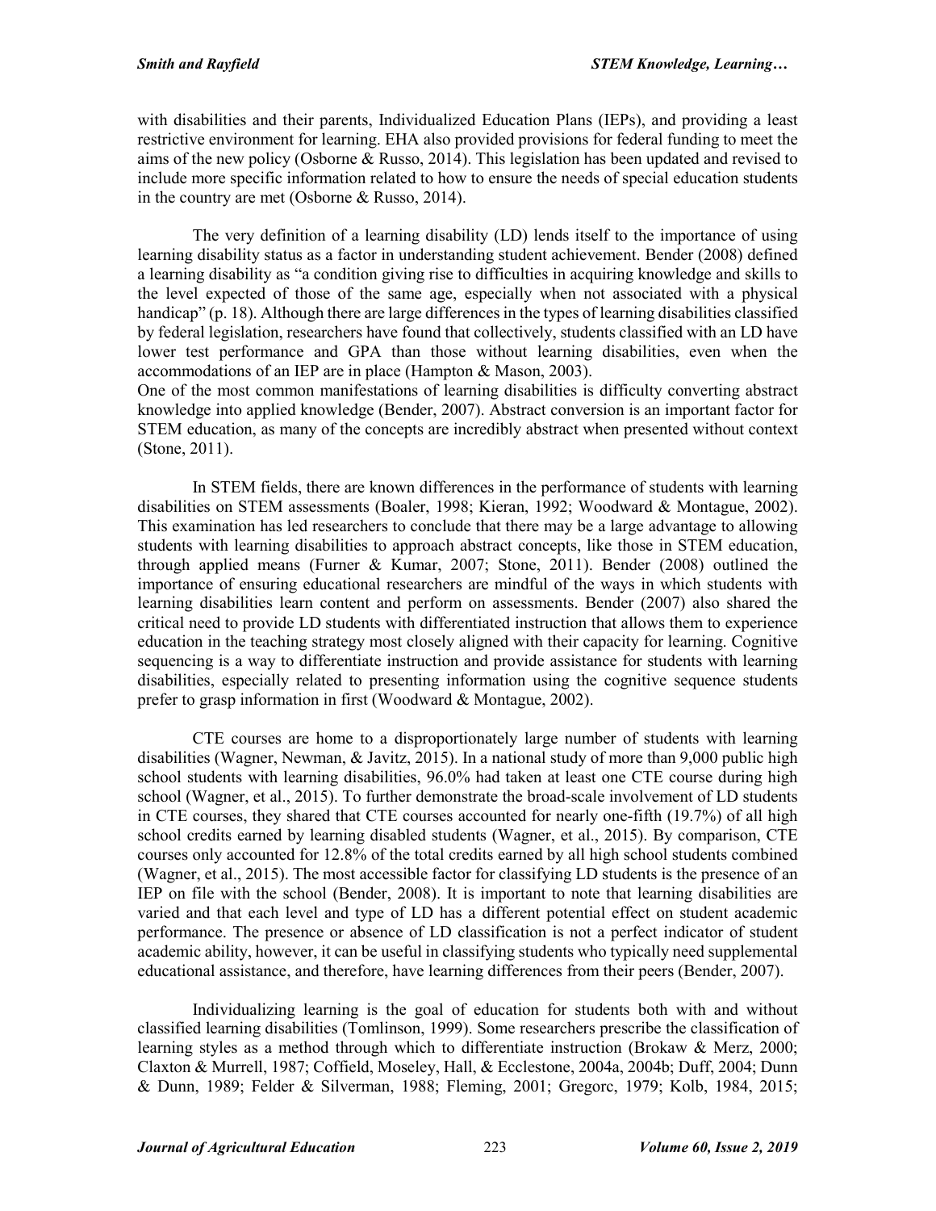with disabilities and their parents, Individualized Education Plans (IEPs), and providing a least restrictive environment for learning. EHA also provided provisions for federal funding to meet the aims of the new policy (Osborne & Russo, 2014). This legislation has been updated and revised to include more specific information related to how to ensure the needs of special education students in the country are met (Osborne & Russo, 2014).

The very definition of a learning disability (LD) lends itself to the importance of using learning disability status as a factor in understanding student achievement. Bender (2008) defined a learning disability as "a condition giving rise to difficulties in acquiring knowledge and skills to the level expected of those of the same age, especially when not associated with a physical handicap" (p. 18). Although there are large differences in the types of learning disabilities classified by federal legislation, researchers have found that collectively, students classified with an LD have lower test performance and GPA than those without learning disabilities, even when the accommodations of an IEP are in place (Hampton & Mason, 2003).
One of the most common manifestations of learning disabilities is difficulty converting abstract knowledge into applied knowledge (Bender, 2007). Abstract conversion is an important factor for STEM education, as many of the concepts are incredibly abstract when presented without context (Stone, 2011).

In STEM fields, there are known differences in the performance of students with learning disabilities on STEM assessments (Boaler, 1998; Kieran, 1992; Woodward & Montague, 2002). This examination has led researchers to conclude that there may be a large advantage to allowing students with learning disabilities to approach abstract concepts, like those in STEM education, through applied means (Furner & Kumar, 2007; Stone, 2011). Bender (2008) outlined the importance of ensuring educational researchers are mindful of the ways in which students with learning disabilities learn content and perform on assessments. Bender (2007) also shared the critical need to provide LD students with differentiated instruction that allows them to experience education in the teaching strategy most closely aligned with their capacity for learning. Cognitive sequencing is a way to differentiate instruction and provide assistance for students with learning disabilities, especially related to presenting information using the cognitive sequence students prefer to grasp information in first (Woodward & Montague, 2002).

CTE courses are home to a disproportionately large number of students with learning disabilities (Wagner, Newman, & Javitz, 2015). In a national study of more than 9,000 public high school students with learning disabilities, 96.0% had taken at least one CTE course during high school (Wagner, et al., 2015). To further demonstrate the broad-scale involvement of LD students in CTE courses, they shared that CTE courses accounted for nearly one-fifth (19.7%) of all high school credits earned by learning disabled students (Wagner, et al., 2015). By comparison, CTE courses only accounted for 12.8% of the total credits earned by all high school students combined (Wagner, et al., 2015). The most accessible factor for classifying LD students is the presence of an IEP on file with the school (Bender, 2008). It is important to note that learning disabilities are varied and that each level and type of LD has a different potential effect on student academic performance. The presence or absence of LD classification is not a perfect indicator of student academic ability, however, it can be useful in classifying students who typically need supplemental educational assistance, and therefore, have learning differences from their peers (Bender, 2007).

Individualizing learning is the goal of education for students both with and without classified learning disabilities (Tomlinson, 1999). Some researchers prescribe the classification of learning styles as a method through which to differentiate instruction (Brokaw & Merz, 2000; Claxton & Murrell, 1987; Coffield, Moseley, Hall, & Ecclestone, 2004a, 2004b; Duff, 2004; Dunn & Dunn, 1989; Felder & Silverman, 1988; Fleming, 2001; Gregorc, 1979; Kolb, 1984, 2015;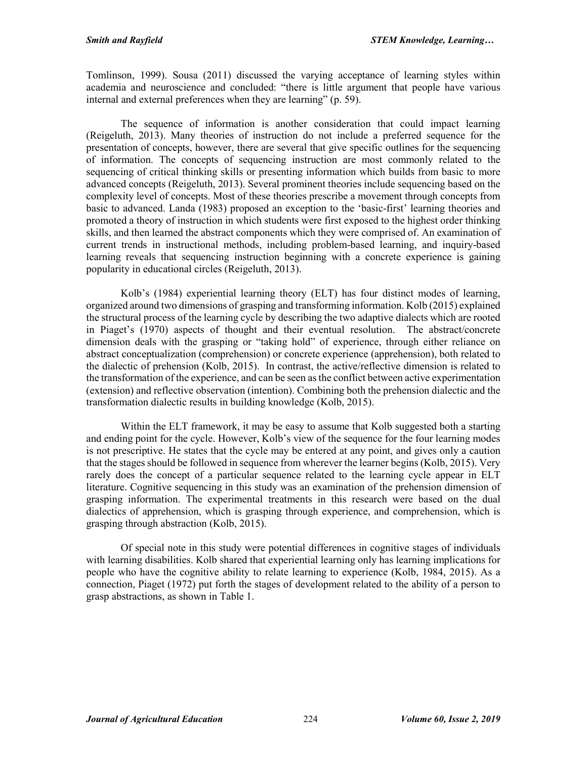Tomlinson, 1999). Sousa (2011) discussed the varying acceptance of learning styles within academia and neuroscience and concluded: "there is little argument that people have various internal and external preferences when they are learning" (p. 59).

The sequence of information is another consideration that could impact learning (Reigeluth, 2013). Many theories of instruction do not include a preferred sequence for the presentation of concepts, however, there are several that give specific outlines for the sequencing of information. The concepts of sequencing instruction are most commonly related to the sequencing of critical thinking skills or presenting information which builds from basic to more advanced concepts (Reigeluth, 2013). Several prominent theories include sequencing based on the complexity level of concepts. Most of these theories prescribe a movement through concepts from basic to advanced. Landa (1983) proposed an exception to the 'basic-first' learning theories and promoted a theory of instruction in which students were first exposed to the highest order thinking skills, and then learned the abstract components which they were comprised of. An examination of current trends in instructional methods, including problem-based learning, and inquiry-based learning reveals that sequencing instruction beginning with a concrete experience is gaining popularity in educational circles (Reigeluth, 2013).

Kolb's (1984) experiential learning theory (ELT) has four distinct modes of learning, organized around two dimensions of grasping and transforming information. Kolb (2015) explained the structural process of the learning cycle by describing the two adaptive dialects which are rooted in Piaget's (1970) aspects of thought and their eventual resolution. The abstract/concrete dimension deals with the grasping or "taking hold" of experience, through either reliance on abstract conceptualization (comprehension) or concrete experience (apprehension), both related to the dialectic of prehension (Kolb, 2015). In contrast, the active/reflective dimension is related to the transformation of the experience, and can be seen as the conflict between active experimentation (extension) and reflective observation (intention). Combining both the prehension dialectic and the transformation dialectic results in building knowledge (Kolb, 2015).

Within the ELT framework, it may be easy to assume that Kolb suggested both a starting and ending point for the cycle. However, Kolb's view of the sequence for the four learning modes is not prescriptive. He states that the cycle may be entered at any point, and gives only a caution that the stages should be followed in sequence from wherever the learner begins (Kolb, 2015). Very rarely does the concept of a particular sequence related to the learning cycle appear in ELT literature. Cognitive sequencing in this study was an examination of the prehension dimension of grasping information. The experimental treatments in this research were based on the dual dialectics of apprehension, which is grasping through experience, and comprehension, which is grasping through abstraction (Kolb, 2015).

Of special note in this study were potential differences in cognitive stages of individuals with learning disabilities. Kolb shared that experiential learning only has learning implications for people who have the cognitive ability to relate learning to experience (Kolb, 1984, 2015). As a connection, Piaget (1972) put forth the stages of development related to the ability of a person to grasp abstractions, as shown in Table 1.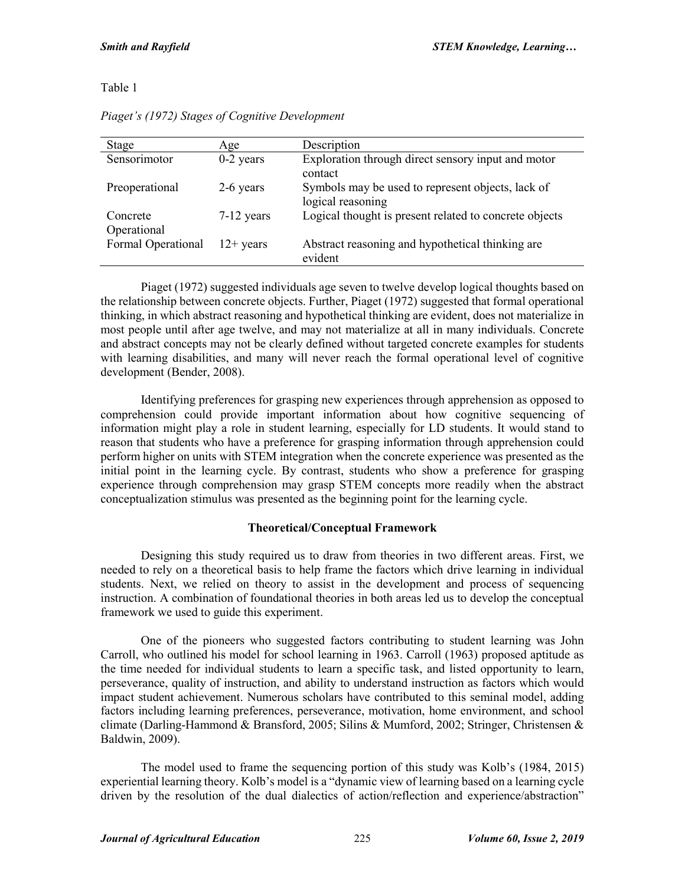Table 1

*Piaget's (1972) Stages of Cognitive Development*

| Stage | Age | Description |
|---|---|---|
| Sensorimotor | 0-2 years | Exploration through direct sensory input and motor contact |
| Preoperational | 2-6 years | Symbols may be used to represent objects, lack of logical reasoning |
| Concrete Operational | 7-12 years | Logical thought is present related to concrete objects |
| Formal Operational | 12+ years | Abstract reasoning and hypothetical thinking are evident |

Piaget (1972) suggested individuals age seven to twelve develop logical thoughts based on the relationship between concrete objects. Further, Piaget (1972) suggested that formal operational thinking, in which abstract reasoning and hypothetical thinking are evident, does not materialize in most people until after age twelve, and may not materialize at all in many individuals. Concrete and abstract concepts may not be clearly defined without targeted concrete examples for students with learning disabilities, and many will never reach the formal operational level of cognitive development (Bender, 2008).

Identifying preferences for grasping new experiences through apprehension as opposed to comprehension could provide important information about how cognitive sequencing of information might play a role in student learning, especially for LD students. It would stand to reason that students who have a preference for grasping information through apprehension could perform higher on units with STEM integration when the concrete experience was presented as the initial point in the learning cycle. By contrast, students who show a preference for grasping experience through comprehension may grasp STEM concepts more readily when the abstract conceptualization stimulus was presented as the beginning point for the learning cycle.

## Theoretical/Conceptual Framework

Designing this study required us to draw from theories in two different areas. First, we needed to rely on a theoretical basis to help frame the factors which drive learning in individual students. Next, we relied on theory to assist in the development and process of sequencing instruction. A combination of foundational theories in both areas led us to develop the conceptual framework we used to guide this experiment.

One of the pioneers who suggested factors contributing to student learning was John Carroll, who outlined his model for school learning in 1963. Carroll (1963) proposed aptitude as the time needed for individual students to learn a specific task, and listed opportunity to learn, perseverance, quality of instruction, and ability to understand instruction as factors which would impact student achievement. Numerous scholars have contributed to this seminal model, adding factors including learning preferences, perseverance, motivation, home environment, and school climate (Darling-Hammond & Bransford, 2005; Silins & Mumford, 2002; Stringer, Christensen & Baldwin, 2009).

The model used to frame the sequencing portion of this study was Kolb's (1984, 2015) experiential learning theory. Kolb's model is a "dynamic view of learning based on a learning cycle driven by the resolution of the dual dialectics of action/reflection and experience/abstraction"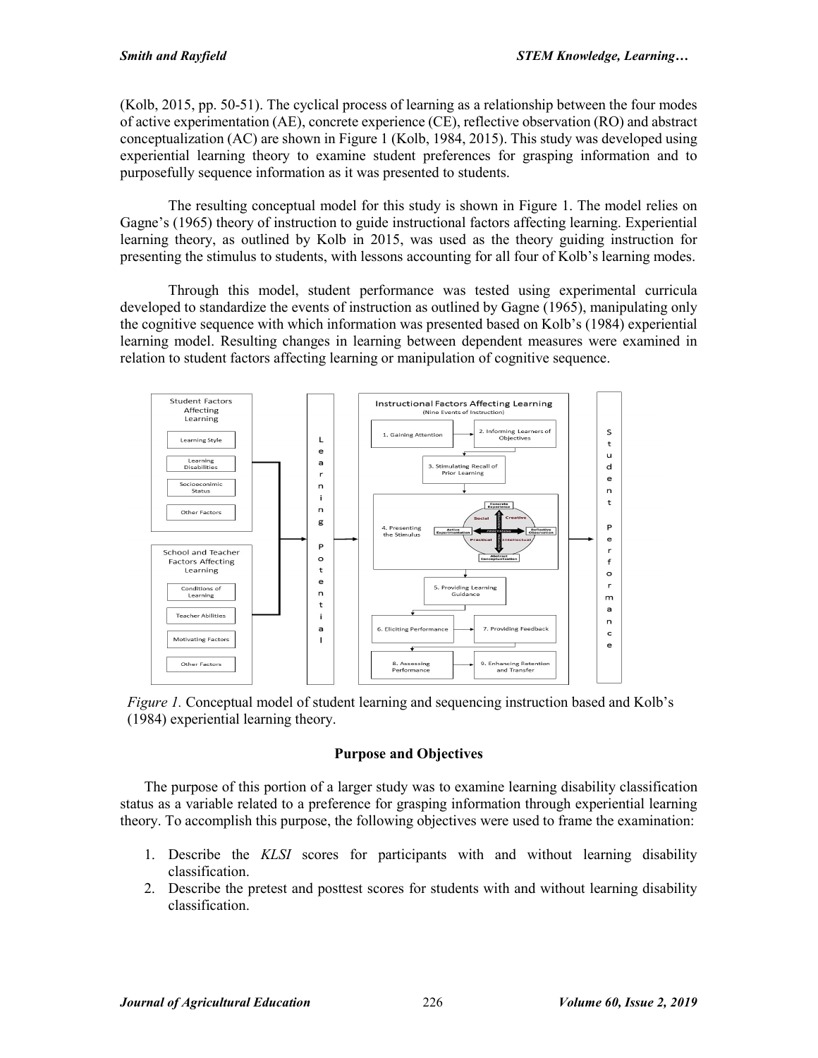(Kolb, 2015, pp. 50-51). The cyclical process of learning as a relationship between the four modes of active experimentation (AE), concrete experience (CE), reflective observation (RO) and abstract conceptualization (AC) are shown in Figure 1 (Kolb, 1984, 2015). This study was developed using experiential learning theory to examine student preferences for grasping information and to purposefully sequence information as it was presented to students.

The resulting conceptual model for this study is shown in Figure 1. The model relies on Gagne's (1965) theory of instruction to guide instructional factors affecting learning. Experiential learning theory, as outlined by Kolb in 2015, was used as the theory guiding instruction for presenting the stimulus to students, with lessons accounting for all four of Kolb's learning modes.

Through this model, student performance was tested using experimental curricula developed to standardize the events of instruction as outlined by Gagne (1965), manipulating only the cognitive sequence with which information was presented based on Kolb's (1984) experiential learning model. Resulting changes in learning between dependent measures were examined in relation to student factors affecting learning or manipulation of cognitive sequence.

*Figure 1.* Conceptual model of student learning and sequencing instruction based and Kolb's (1984) experiential learning theory.

## Purpose and Objectives

The purpose of this portion of a larger study was to examine learning disability classification status as a variable related to a preference for grasping information through experiential learning theory. To accomplish this purpose, the following objectives were used to frame the examination:

1. Describe the *KLSI* scores for participants with and without learning disability classification.
2. Describe the pretest and posttest scores for students with and without learning disability classification.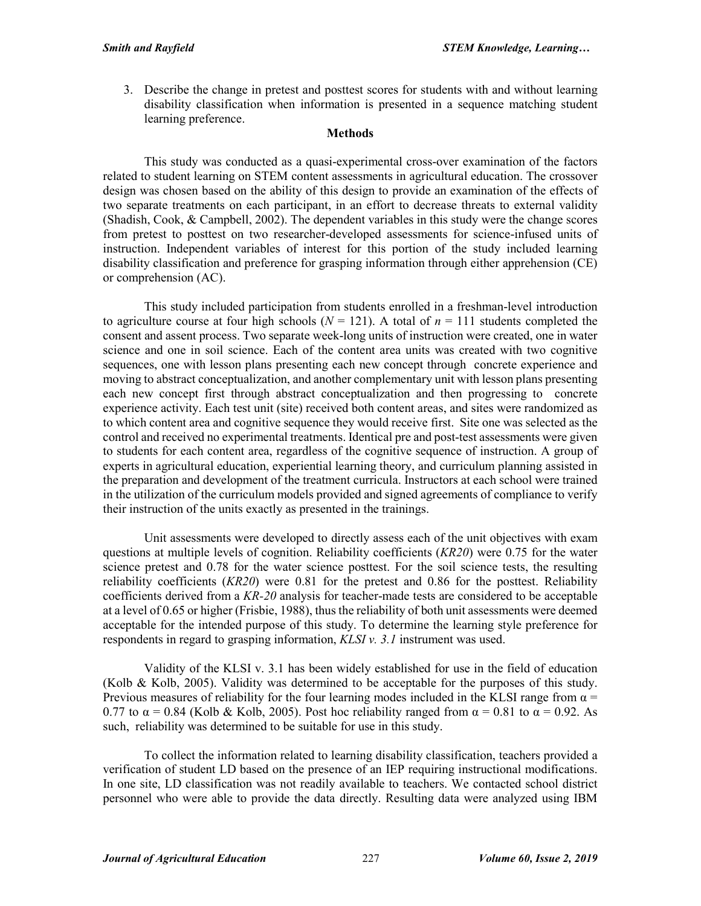3. Describe the change in pretest and posttest scores for students with and without learning disability classification when information is presented in a sequence matching student learning preference.

## Methods

This study was conducted as a quasi-experimental cross-over examination of the factors related to student learning on STEM content assessments in agricultural education. The crossover design was chosen based on the ability of this design to provide an examination of the effects of two separate treatments on each participant, in an effort to decrease threats to external validity (Shadish, Cook, & Campbell, 2002). The dependent variables in this study were the change scores from pretest to posttest on two researcher-developed assessments for science-infused units of instruction. Independent variables of interest for this portion of the study included learning disability classification and preference for grasping information through either apprehension (CE) or comprehension (AC).

This study included participation from students enrolled in a freshman-level introduction to agriculture course at four high schools ($N = 121$). A total of $n = 111$ students completed the consent and assent process. Two separate week-long units of instruction were created, one in water science and one in soil science. Each of the content area units was created with two cognitive sequences, one with lesson plans presenting each new concept through concrete experience and moving to abstract conceptualization, and another complementary unit with lesson plans presenting each new concept first through abstract conceptualization and then progressing to concrete experience activity. Each test unit (site) received both content areas, and sites were randomized as to which content area and cognitive sequence they would receive first. Site one was selected as the control and received no experimental treatments. Identical pre and post-test assessments were given to students for each content area, regardless of the cognitive sequence of instruction. A group of experts in agricultural education, experiential learning theory, and curriculum planning assisted in the preparation and development of the treatment curricula. Instructors at each school were trained in the utilization of the curriculum models provided and signed agreements of compliance to verify their instruction of the units exactly as presented in the trainings.

Unit assessments were developed to directly assess each of the unit objectives with exam questions at multiple levels of cognition. Reliability coefficients (*KR20*) were 0.75 for the water science pretest and 0.78 for the water science posttest. For the soil science tests, the resulting reliability coefficients (*KR20*) were 0.81 for the pretest and 0.86 for the posttest. Reliability coefficients derived from a *KR-20* analysis for teacher-made tests are considered to be acceptable at a level of 0.65 or higher (Frisbie, 1988), thus the reliability of both unit assessments were deemed acceptable for the intended purpose of this study. To determine the learning style preference for respondents in regard to grasping information, *KLSI v. 3.1* instrument was used.

Validity of the KLSI v. 3.1 has been widely established for use in the field of education (Kolb & Kolb, 2005). Validity was determined to be acceptable for the purposes of this study. Previous measures of reliability for the four learning modes included in the KLSI range from $\alpha = 0.77$ to $\alpha = 0.84$ (Kolb & Kolb, 2005). Post hoc reliability ranged from $\alpha = 0.81$ to $\alpha = 0.92$. As such, reliability was determined to be suitable for use in this study.

To collect the information related to learning disability classification, teachers provided a verification of student LD based on the presence of an IEP requiring instructional modifications. In one site, LD classification was not readily available to teachers. We contacted school district personnel who were able to provide the data directly. Resulting data were analyzed using IBM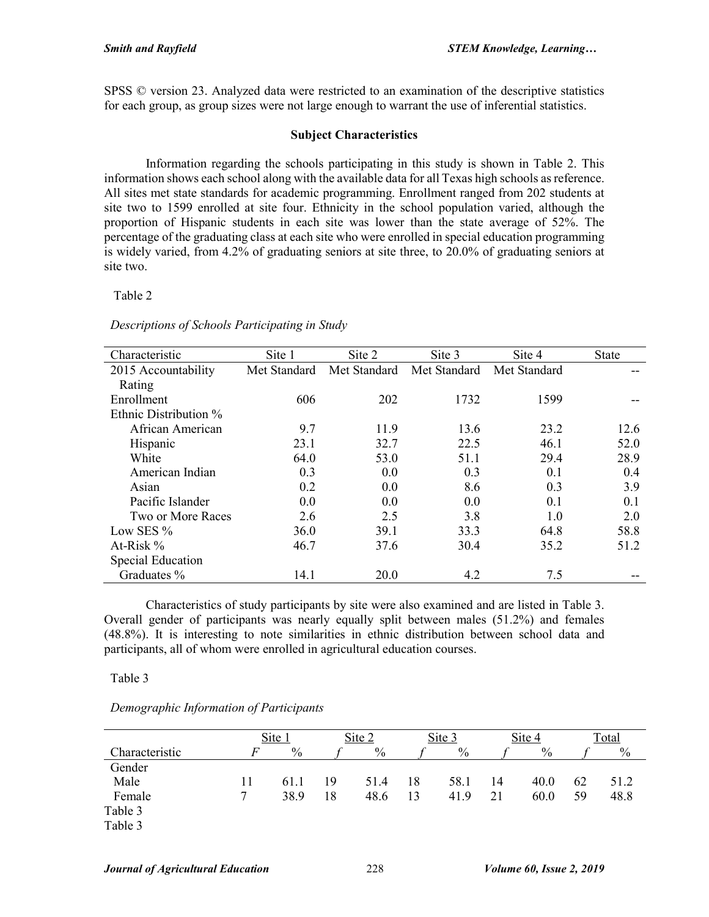SPSS © version 23. Analyzed data were restricted to an examination of the descriptive statistics for each group, as group sizes were not large enough to warrant the use of inferential statistics.

### Subject Characteristics

Information regarding the schools participating in this study is shown in Table 2. This information shows each school along with the available data for all Texas high schools as reference. All sites met state standards for academic programming. Enrollment ranged from 202 students at site two to 1599 enrolled at site four. Ethnicity in the school population varied, although the proportion of Hispanic students in each site was lower than the state average of 52%. The percentage of the graduating class at each site who were enrolled in special education programming is widely varied, from 4.2% of graduating seniors at site three, to 20.0% of graduating seniors at site two.

Table 2

*Descriptions of Schools Participating in Study*

| Characteristic | Site 1 | Site 2 | Site 3 | Site 4 | State |
|---|---|---|---|---|---|
| 2015 Accountability Rating | Met Standard | Met Standard | Met Standard | Met Standard | -- |
| Enrollment | 606 | 202 | 1732 | 1599 | -- |
| Ethnic Distribution % | | | | | |
| African American | 9.7 | 11.9 | 13.6 | 23.2 | 12.6 |
| Hispanic | 23.1 | 32.7 | 22.5 | 46.1 | 52.0 |
| White | 64.0 | 53.0 | 51.1 | 29.4 | 28.9 |
| American Indian | 0.3 | 0.0 | 0.3 | 0.1 | 0.4 |
| Asian | 0.2 | 0.0 | 8.6 | 0.3 | 3.9 |
| Pacific Islander | 0.0 | 0.0 | 0.0 | 0.1 | 0.1 |
| Two or More Races | 2.6 | 2.5 | 3.8 | 1.0 | 2.0 |
| Low SES % | 36.0 | 39.1 | 33.3 | 64.8 | 58.8 |
| At-Risk % | 46.7 | 37.6 | 30.4 | 35.2 | 51.2 |
| Special Education Graduates % | 14.1 | 20.0 | 4.2 | 7.5 | -- |

Characteristics of study participants by site were also examined and are listed in Table 3. Overall gender of participants was nearly equally split between males (51.2%) and females (48.8%). It is interesting to note similarities in ethnic distribution between school data and participants, all of whom were enrolled in agricultural education courses.

Table 3

*Demographic Information of Participants*

| | Site 1 | | Site 2 | | Site 3 | | Site 4 | | Total | |
|---|---|---|---|---|---|---|---|---|---|---|
| Characteristic | *F* | % | *f* | % | *f* | % | *f* | % | *f* | % |
| Gender | | | | | | | | | | |
| Male | 11 | 61.1 | 19 | 51.4 | 18 | 58.1 | 14 | 40.0 | 62 | 51.2 |
| Female | 7 | 38.9 | 18 | 48.6 | 13 | 41.9 | 21 | 60.0 | 59 | 48.8 |

Table 3

Table 3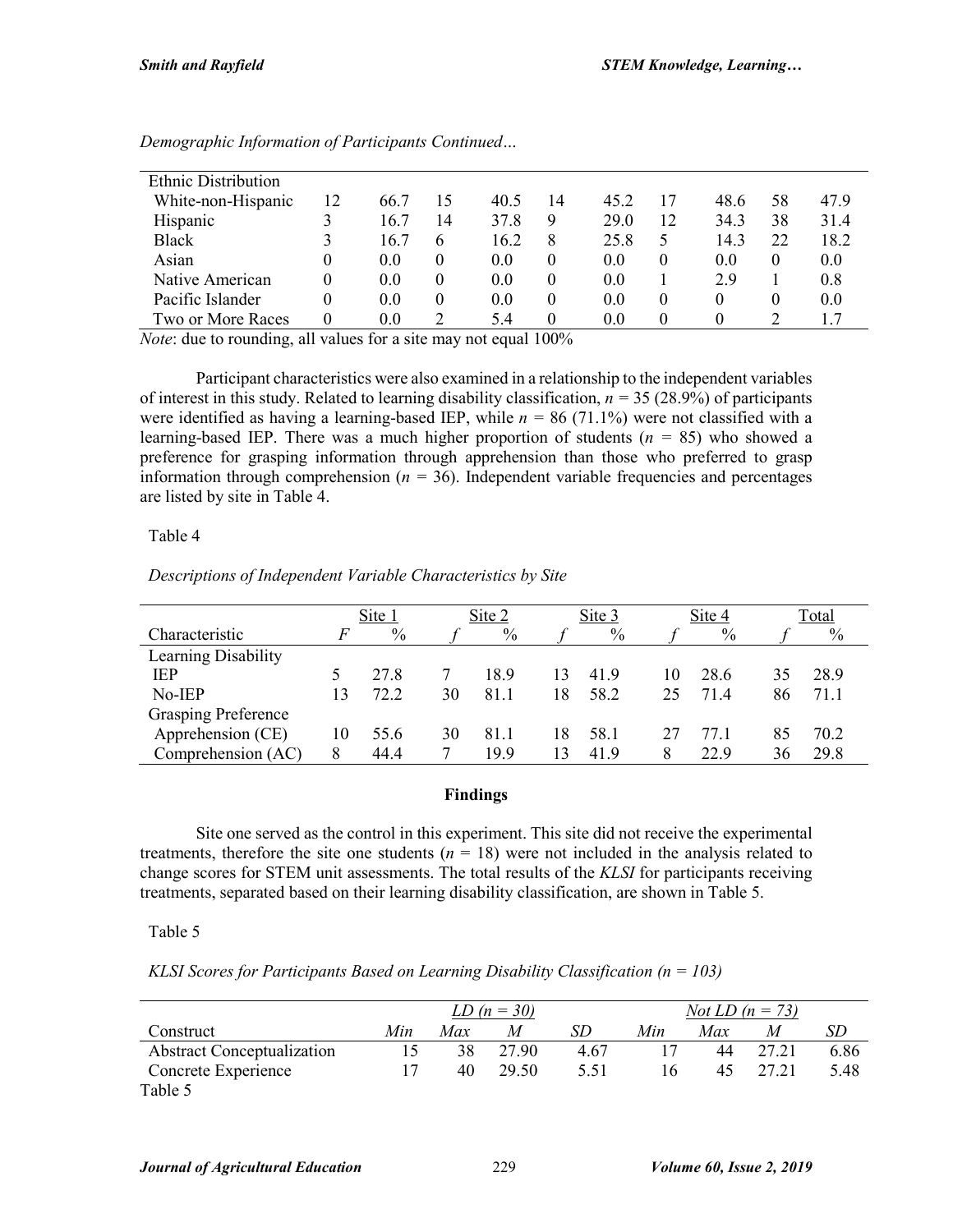*Demographic Information of Participants Continued…*

| | | | | | | | | | | |
|---|---|---|---|---|---|---|---|---|---|---|
| Ethnic Distribution | | | | | | | | | | |
| White-non-Hispanic | 12 | 66.7 | 15 | 40.5 | 14 | 45.2 | 17 | 48.6 | 58 | 47.9 |
| Hispanic | 3 | 16.7 | 14 | 37.8 | 9 | 29.0 | 12 | 34.3 | 38 | 31.4 |
| Black | 3 | 16.7 | 6 | 16.2 | 8 | 25.8 | 5 | 14.3 | 22 | 18.2 |
| Asian | 0 | 0.0 | 0 | 0.0 | 0 | 0.0 | 0 | 0.0 | 0 | 0.0 |
| Native American | 0 | 0.0 | 0 | 0.0 | 0 | 0.0 | 1 | 2.9 | 1 | 0.8 |
| Pacific Islander | 0 | 0.0 | 0 | 0.0 | 0 | 0.0 | 0 | 0 | 0 | 0.0 |
| Two or More Races | 0 | 0.0 | 2 | 5.4 | 0 | 0.0 | 0 | 0 | 2 | 1.7 |

*Note*: due to rounding, all values for a site may not equal 100%

Participant characteristics were also examined in a relationship to the independent variables of interest in this study. Related to learning disability classification, $n = 35$ (28.9%) of participants were identified as having a learning-based IEP, while $n = 86$ (71.1%) were not classified with a learning-based IEP. There was a much higher proportion of students ($n = 85$) who showed a preference for grasping information through apprehension than those who preferred to grasp information through comprehension ($n = 36$). Independent variable frequencies and percentages are listed by site in Table 4.

Table 4

*Descriptions of Independent Variable Characteristics by Site*

| | Site 1 | | Site 2 | | Site 3 | | Site 4 | | Total | |
|---|---|---|---|---|---|---|---|---|---|---|
| Characteristic | *F* | % | *f* | % | *f* | % | *f* | % | *f* | % |
| Learning Disability | | | | | | | | | | |
| IEP | 5 | 27.8 | 7 | 18.9 | 13 | 41.9 | 10 | 28.6 | 35 | 28.9 |
| No-IEP | 13 | 72.2 | 30 | 81.1 | 18 | 58.2 | 25 | 71.4 | 86 | 71.1 |
| Grasping Preference | | | | | | | | | | |
| Apprehension (CE) | 10 | 55.6 | 30 | 81.1 | 18 | 58.1 | 27 | 77.1 | 85 | 70.2 |
| Comprehension (AC) | 8 | 44.4 | 7 | 19.9 | 13 | 41.9 | 8 | 22.9 | 36 | 29.8 |

## Findings

Site one served as the control in this experiment. This site did not receive the experimental treatments, therefore the site one students ($n = 18$) were not included in the analysis related to change scores for STEM unit assessments. The total results of the *KLSI* for participants receiving treatments, separated based on their learning disability classification, are shown in Table 5.

Table 5

*KLSI Scores for Participants Based on Learning Disability Classification (n = 103)*

| | *LD (n = 30)* | | | | *Not LD (n = 73)* | | | |
|---|---|---|---|---|---|---|---|---|
| Construct | *Min* | *Max* | *M* | *SD* | *Min* | *Max* | *M* | *SD* |
| Abstract Conceptualization | 15 | 38 | 27.90 | 4.67 | 17 | 44 | 27.21 | 6.86 |
| Concrete Experience | 17 | 40 | 29.50 | 5.51 | 16 | 45 | 27.21 | 5.48 |

Table 5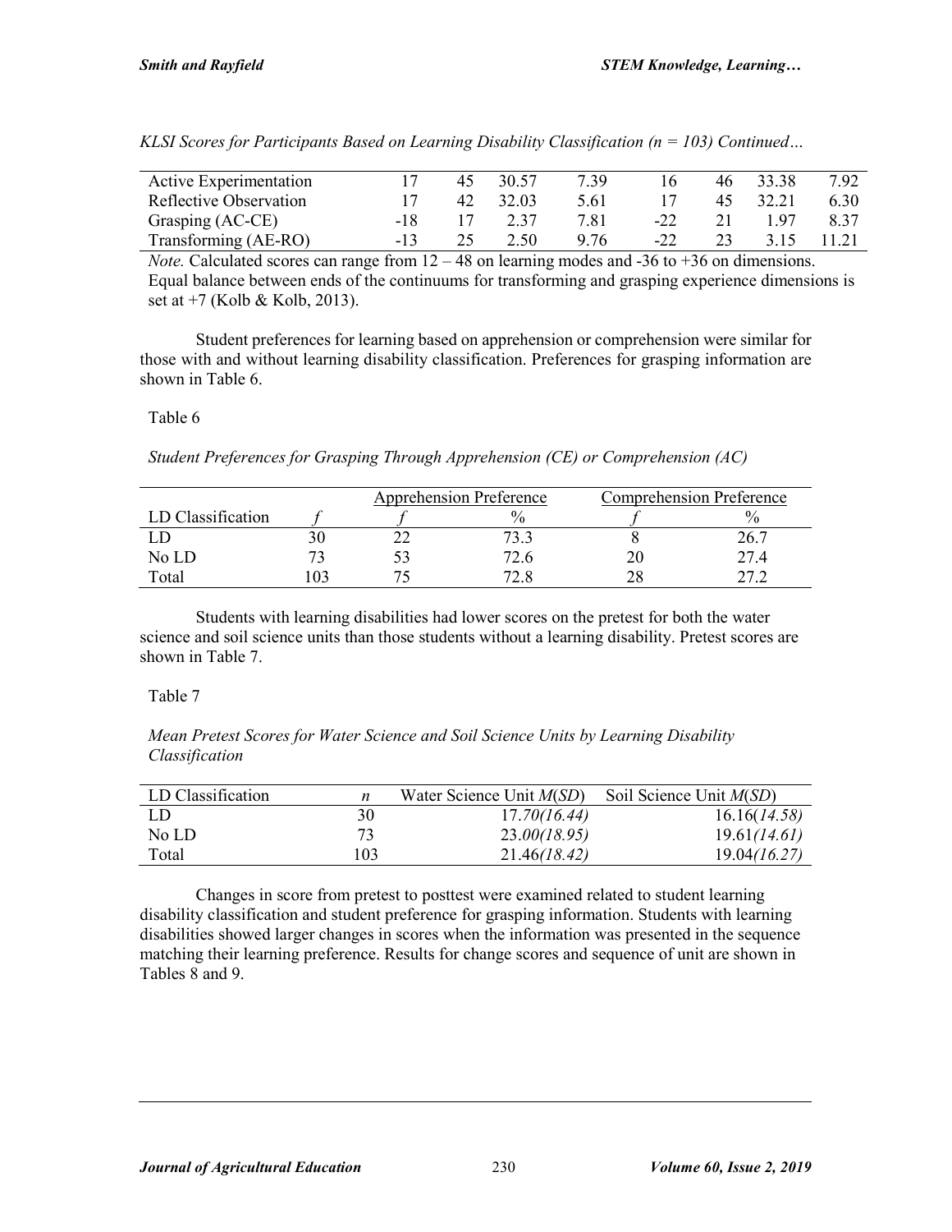*KLSI Scores for Participants Based on Learning Disability Classification (n = 103) Continued…*

| | | | | | | | | |
|---|---|---|---|---|---|---|---|---|
| Active Experimentation | 17 | 45 | 30.57 | 7.39 | 16 | 46 | 33.38 | 7.92 |
| Reflective Observation | 17 | 42 | 32.03 | 5.61 | 17 | 45 | 32.21 | 6.30 |
| Grasping (AC-CE) | -18 | 17 | 2.37 | 7.81 | -22 | 21 | 1.97 | 8.37 |
| Transforming (AE-RO) | -13 | 25 | 2.50 | 9.76 | -22 | 23 | 3.15 | 11.21 |

*Note.* Calculated scores can range from 12 – 48 on learning modes and -36 to +36 on dimensions. Equal balance between ends of the continuums for transforming and grasping experience dimensions is set at +7 (Kolb & Kolb, 2013).

Student preferences for learning based on apprehension or comprehension were similar for those with and without learning disability classification. Preferences for grasping information are shown in Table 6.

Table 6

*Student Preferences for Grasping Through Apprehension (CE) or Comprehension (AC)*

| | | Apprehension Preference | | Comprehension Preference | |
|---|---|---|---|---|---|
| LD Classification | *f* | *f* | % | *f* | % |
| LD | 30 | 22 | 73.3 | 8 | 26.7 |
| No LD | 73 | 53 | 72.6 | 20 | 27.4 |
| Total | 103 | 75 | 72.8 | 28 | 27.2 |

Students with learning disabilities had lower scores on the pretest for both the water science and soil science units than those students without a learning disability. Pretest scores are shown in Table 7.

Table 7

*Mean Pretest Scores for Water Science and Soil Science Units by Learning Disability Classification*

| LD Classification | *n* | Water Science Unit *M*(*SD*) | Soil Science Unit *M*(*SD*) |
|---|---|---|---|
| LD | 30 | 17.70*(16.44)* | 16.16*(14.58)* |
| No LD | 73 | 23.00*(18.95)* | 19.61*(14.61)* |
| Total | 103 | 21.46*(18.42)* | 19.04*(16.27)* |

Changes in score from pretest to posttest were examined related to student learning disability classification and student preference for grasping information. Students with learning disabilities showed larger changes in scores when the information was presented in the sequence matching their learning preference. Results for change scores and sequence of unit are shown in Tables 8 and 9.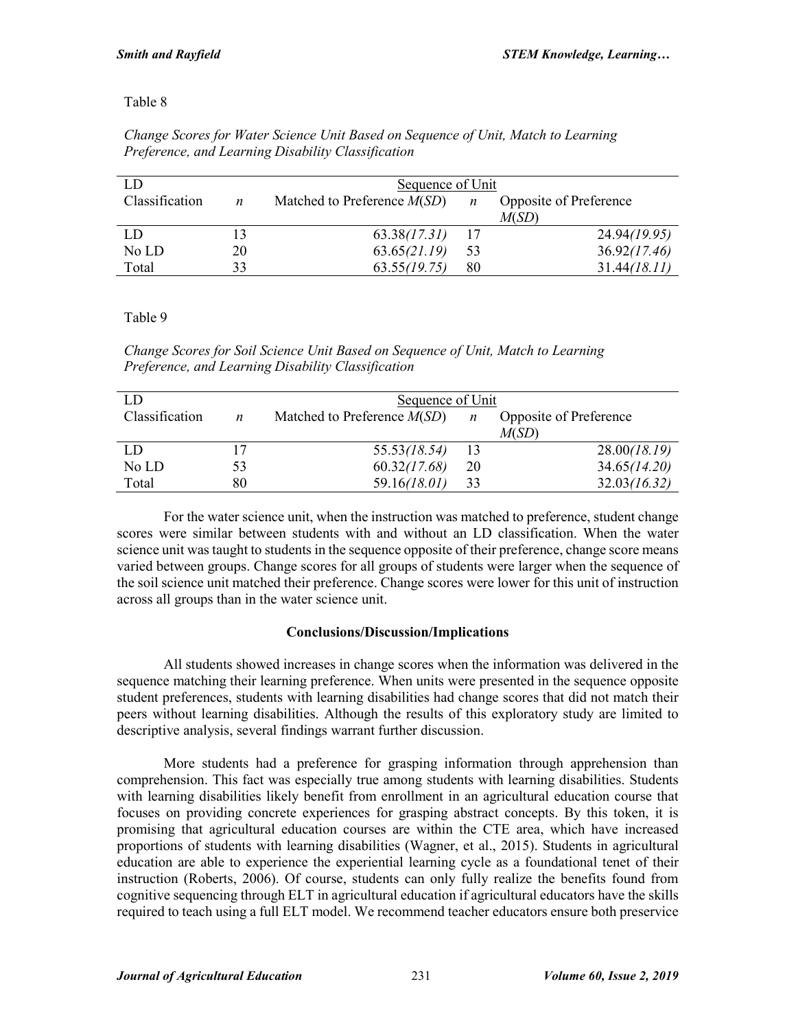Table 8

*Change Scores for Water Science Unit Based on Sequence of Unit, Match to Learning Preference, and Learning Disability Classification*

| LD Classification | *n* | Sequence of Unit Matched to Preference *M*(*SD*) | *n* | Opposite of Preference *M*(*SD*) |
|---|---|---|---|---|
| LD | 13 | 63.38*(17.31)* | 17 | 24.94*(19.95)* |
| No LD | 20 | 63.65*(21.19)* | 53 | 36.92*(17.46)* |
| Total | 33 | 63.55*(19.75)* | 80 | 31.44*(18.11)* |

Table 9

*Change Scores for Soil Science Unit Based on Sequence of Unit, Match to Learning Preference, and Learning Disability Classification*

| LD Classification | *n* | Sequence of Unit Matched to Preference *M*(*SD*) | *n* | Opposite of Preference *M*(*SD*) |
|---|---|---|---|---|
| LD | 17 | 55.53*(18.54)* | 13 | 28.00*(18.19)* |
| No LD | 53 | 60.32*(17.68)* | 20 | 34.65*(14.20)* |
| Total | 80 | 59.16*(18.01)* | 33 | 32.03*(16.32)* |

For the water science unit, when the instruction was matched to preference, student change scores were similar between students with and without an LD classification. When the water science unit was taught to students in the sequence opposite of their preference, change score means varied between groups. Change scores for all groups of students were larger when the sequence of the soil science unit matched their preference. Change scores were lower for this unit of instruction across all groups than in the water science unit.

## Conclusions/Discussion/Implications

All students showed increases in change scores when the information was delivered in the sequence matching their learning preference. When units were presented in the sequence opposite student preferences, students with learning disabilities had change scores that did not match their peers without learning disabilities. Although the results of this exploratory study are limited to descriptive analysis, several findings warrant further discussion.

More students had a preference for grasping information through apprehension than comprehension. This fact was especially true among students with learning disabilities. Students with learning disabilities likely benefit from enrollment in an agricultural education course that focuses on providing concrete experiences for grasping abstract concepts. By this token, it is promising that agricultural education courses are within the CTE area, which have increased proportions of students with learning disabilities (Wagner, et al., 2015). Students in agricultural education are able to experience the experiential learning cycle as a foundational tenet of their instruction (Roberts, 2006). Of course, students can only fully realize the benefits found from cognitive sequencing through ELT in agricultural education if agricultural educators have the skills required to teach using a full ELT model. We recommend teacher educators ensure both preservice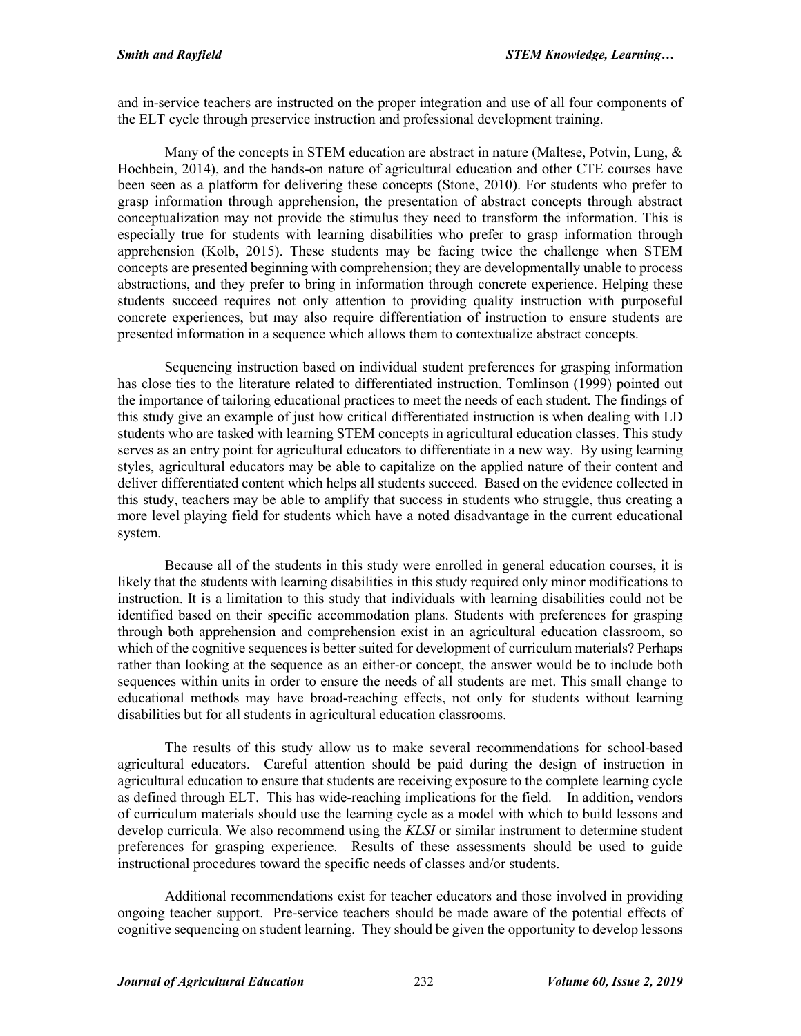and in-service teachers are instructed on the proper integration and use of all four components of the ELT cycle through preservice instruction and professional development training.

Many of the concepts in STEM education are abstract in nature (Maltese, Potvin, Lung, & Hochbein, 2014), and the hands-on nature of agricultural education and other CTE courses have been seen as a platform for delivering these concepts (Stone, 2010). For students who prefer to grasp information through apprehension, the presentation of abstract concepts through abstract conceptualization may not provide the stimulus they need to transform the information. This is especially true for students with learning disabilities who prefer to grasp information through apprehension (Kolb, 2015). These students may be facing twice the challenge when STEM concepts are presented beginning with comprehension; they are developmentally unable to process abstractions, and they prefer to bring in information through concrete experience. Helping these students succeed requires not only attention to providing quality instruction with purposeful concrete experiences, but may also require differentiation of instruction to ensure students are presented information in a sequence which allows them to contextualize abstract concepts.

Sequencing instruction based on individual student preferences for grasping information has close ties to the literature related to differentiated instruction. Tomlinson (1999) pointed out the importance of tailoring educational practices to meet the needs of each student. The findings of this study give an example of just how critical differentiated instruction is when dealing with LD students who are tasked with learning STEM concepts in agricultural education classes. This study serves as an entry point for agricultural educators to differentiate in a new way. By using learning styles, agricultural educators may be able to capitalize on the applied nature of their content and deliver differentiated content which helps all students succeed. Based on the evidence collected in this study, teachers may be able to amplify that success in students who struggle, thus creating a more level playing field for students which have a noted disadvantage in the current educational system.

Because all of the students in this study were enrolled in general education courses, it is likely that the students with learning disabilities in this study required only minor modifications to instruction. It is a limitation to this study that individuals with learning disabilities could not be identified based on their specific accommodation plans. Students with preferences for grasping through both apprehension and comprehension exist in an agricultural education classroom, so which of the cognitive sequences is better suited for development of curriculum materials? Perhaps rather than looking at the sequence as an either-or concept, the answer would be to include both sequences within units in order to ensure the needs of all students are met. This small change to educational methods may have broad-reaching effects, not only for students without learning disabilities but for all students in agricultural education classrooms.

The results of this study allow us to make several recommendations for school-based agricultural educators. Careful attention should be paid during the design of instruction in agricultural education to ensure that students are receiving exposure to the complete learning cycle as defined through ELT. This has wide-reaching implications for the field. In addition, vendors of curriculum materials should use the learning cycle as a model with which to build lessons and develop curricula. We also recommend using the *KLSI* or similar instrument to determine student preferences for grasping experience. Results of these assessments should be used to guide instructional procedures toward the specific needs of classes and/or students.

Additional recommendations exist for teacher educators and those involved in providing ongoing teacher support. Pre-service teachers should be made aware of the potential effects of cognitive sequencing on student learning. They should be given the opportunity to develop lessons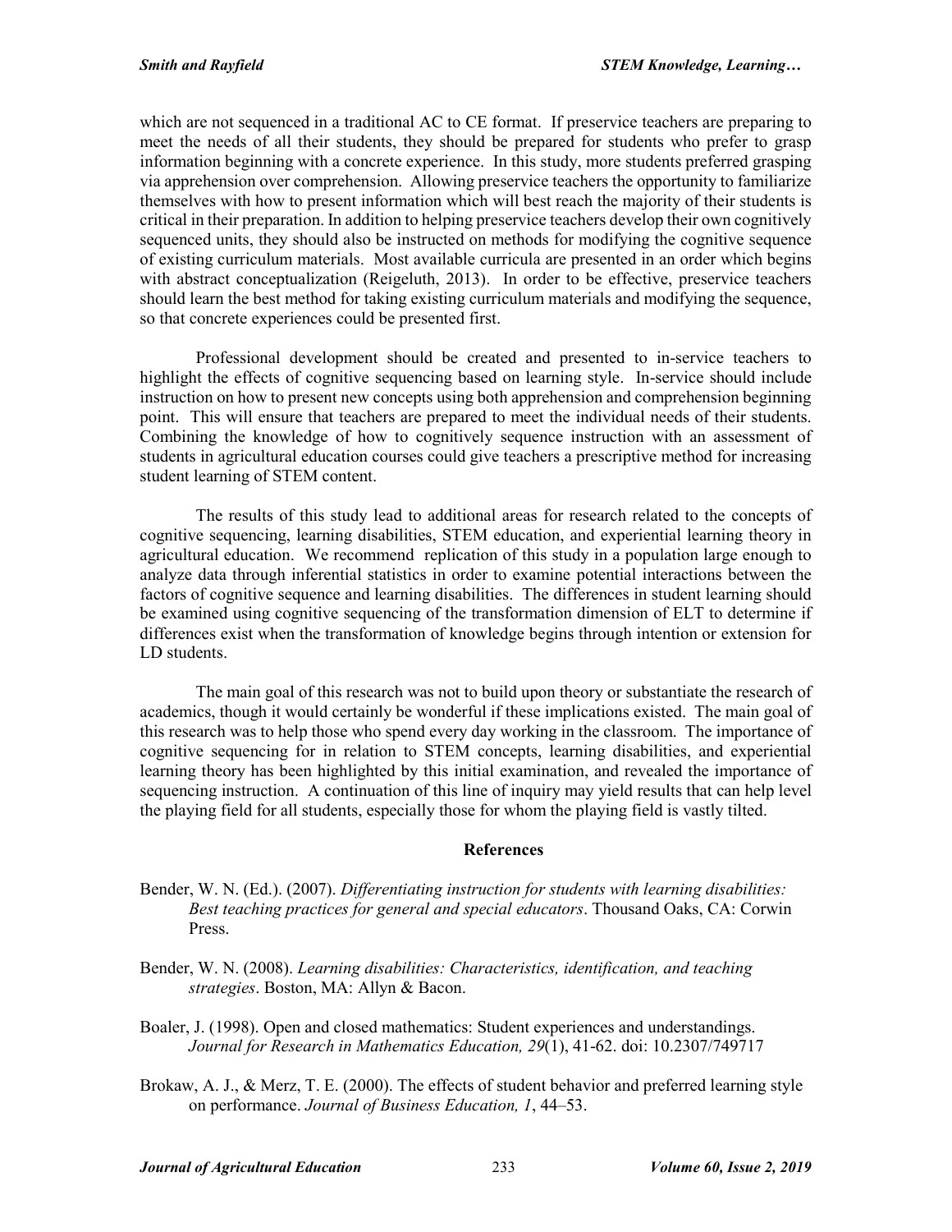which are not sequenced in a traditional AC to CE format. If preservice teachers are preparing to meet the needs of all their students, they should be prepared for students who prefer to grasp information beginning with a concrete experience. In this study, more students preferred grasping via apprehension over comprehension. Allowing preservice teachers the opportunity to familiarize themselves with how to present information which will best reach the majority of their students is critical in their preparation. In addition to helping preservice teachers develop their own cognitively sequenced units, they should also be instructed on methods for modifying the cognitive sequence of existing curriculum materials. Most available curricula are presented in an order which begins with abstract conceptualization (Reigeluth, 2013). In order to be effective, preservice teachers should learn the best method for taking existing curriculum materials and modifying the sequence, so that concrete experiences could be presented first.

Professional development should be created and presented to in-service teachers to highlight the effects of cognitive sequencing based on learning style. In-service should include instruction on how to present new concepts using both apprehension and comprehension beginning point. This will ensure that teachers are prepared to meet the individual needs of their students. Combining the knowledge of how to cognitively sequence instruction with an assessment of students in agricultural education courses could give teachers a prescriptive method for increasing student learning of STEM content.

The results of this study lead to additional areas for research related to the concepts of cognitive sequencing, learning disabilities, STEM education, and experiential learning theory in agricultural education. We recommend replication of this study in a population large enough to analyze data through inferential statistics in order to examine potential interactions between the factors of cognitive sequence and learning disabilities. The differences in student learning should be examined using cognitive sequencing of the transformation dimension of ELT to determine if differences exist when the transformation of knowledge begins through intention or extension for LD students.

The main goal of this research was not to build upon theory or substantiate the research of academics, though it would certainly be wonderful if these implications existed. The main goal of this research was to help those who spend every day working in the classroom. The importance of cognitive sequencing for in relation to STEM concepts, learning disabilities, and experiential learning theory has been highlighted by this initial examination, and revealed the importance of sequencing instruction. A continuation of this line of inquiry may yield results that can help level the playing field for all students, especially those for whom the playing field is vastly tilted.

## References

Bender, W. N. (Ed.). (2007). *Differentiating instruction for students with learning disabilities: Best teaching practices for general and special educators*. Thousand Oaks, CA: Corwin Press.

Bender, W. N. (2008). *Learning disabilities: Characteristics, identification, and teaching strategies*. Boston, MA: Allyn & Bacon.

Boaler, J. (1998). Open and closed mathematics: Student experiences and understandings. *Journal for Research in Mathematics Education, 29*(1), 41-62. doi: 10.2307/749717

Brokaw, A. J., & Merz, T. E. (2000). The effects of student behavior and preferred learning style on performance. *Journal of Business Education, 1*, 44–53.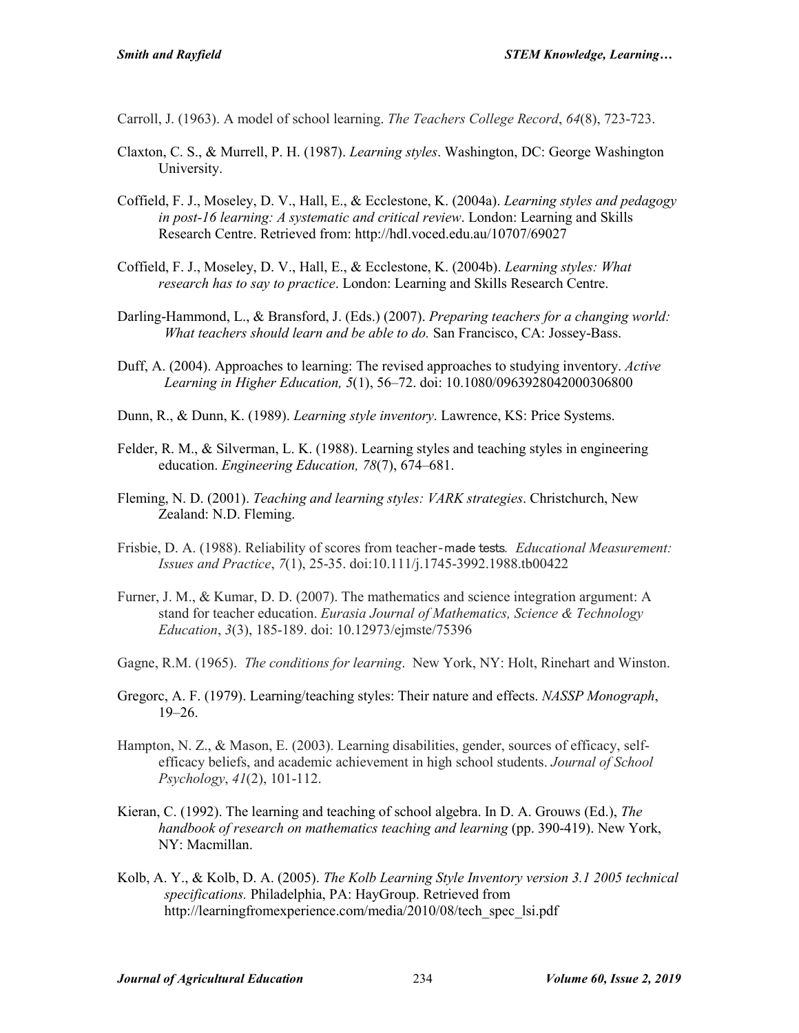Carroll, J. (1963). A model of school learning. *The Teachers College Record*, *64*(8), 723-723.

Claxton, C. S., & Murrell, P. H. (1987). *Learning styles*. Washington, DC: George Washington University.

Coffield, F. J., Moseley, D. V., Hall, E., & Ecclestone, K. (2004a). *Learning styles and pedagogy in post-16 learning: A systematic and critical review*. London: Learning and Skills Research Centre. Retrieved from: http://hdl.voced.edu.au/10707/69027

Coffield, F. J., Moseley, D. V., Hall, E., & Ecclestone, K. (2004b). *Learning styles: What research has to say to practice*. London: Learning and Skills Research Centre.

Darling-Hammond, L., & Bransford, J. (Eds.) (2007). *Preparing teachers for a changing world: What teachers should learn and be able to do.* San Francisco, CA: Jossey-Bass.

Duff, A. (2004). Approaches to learning: The revised approaches to studying inventory. *Active Learning in Higher Education, 5*(1), 56–72. doi: 10.1080/0963928042000306800

Dunn, R., & Dunn, K. (1989). *Learning style inventory*. Lawrence, KS: Price Systems.

Felder, R. M., & Silverman, L. K. (1988). Learning styles and teaching styles in engineering education. *Engineering Education, 78*(7), 674–681.

Fleming, N. D. (2001). *Teaching and learning styles: VARK strategies*. Christchurch, New Zealand: N.D. Fleming.

Frisbie, D. A. (1988). Reliability of scores from teacher-made tests. *Educational Measurement: Issues and Practice*, *7*(1), 25-35. doi:10.111/j.1745-3992.1988.tb00422

Furner, J. M., & Kumar, D. D. (2007). The mathematics and science integration argument: A stand for teacher education. *Eurasia Journal of Mathematics, Science & Technology Education*, *3*(3), 185-189. doi: 10.12973/ejmste/75396

Gagne, R.M. (1965). *The conditions for learning*. New York, NY: Holt, Rinehart and Winston.

Gregorc, A. F. (1979). Learning/teaching styles: Their nature and effects. *NASSP Monograph*, 19–26.

Hampton, N. Z., & Mason, E. (2003). Learning disabilities, gender, sources of efficacy, self-efficacy beliefs, and academic achievement in high school students. *Journal of School Psychology*, *41*(2), 101-112.

Kieran, C. (1992). The learning and teaching of school algebra. In D. A. Grouws (Ed.), *The handbook of research on mathematics teaching and learning* (pp. 390-419). New York, NY: Macmillan.

Kolb, A. Y., & Kolb, D. A. (2005). *The Kolb Learning Style Inventory version 3.1 2005 technical specifications.* Philadelphia, PA: HayGroup. Retrieved from http://learningfromexperience.com/media/2010/08/tech_spec_lsi.pdf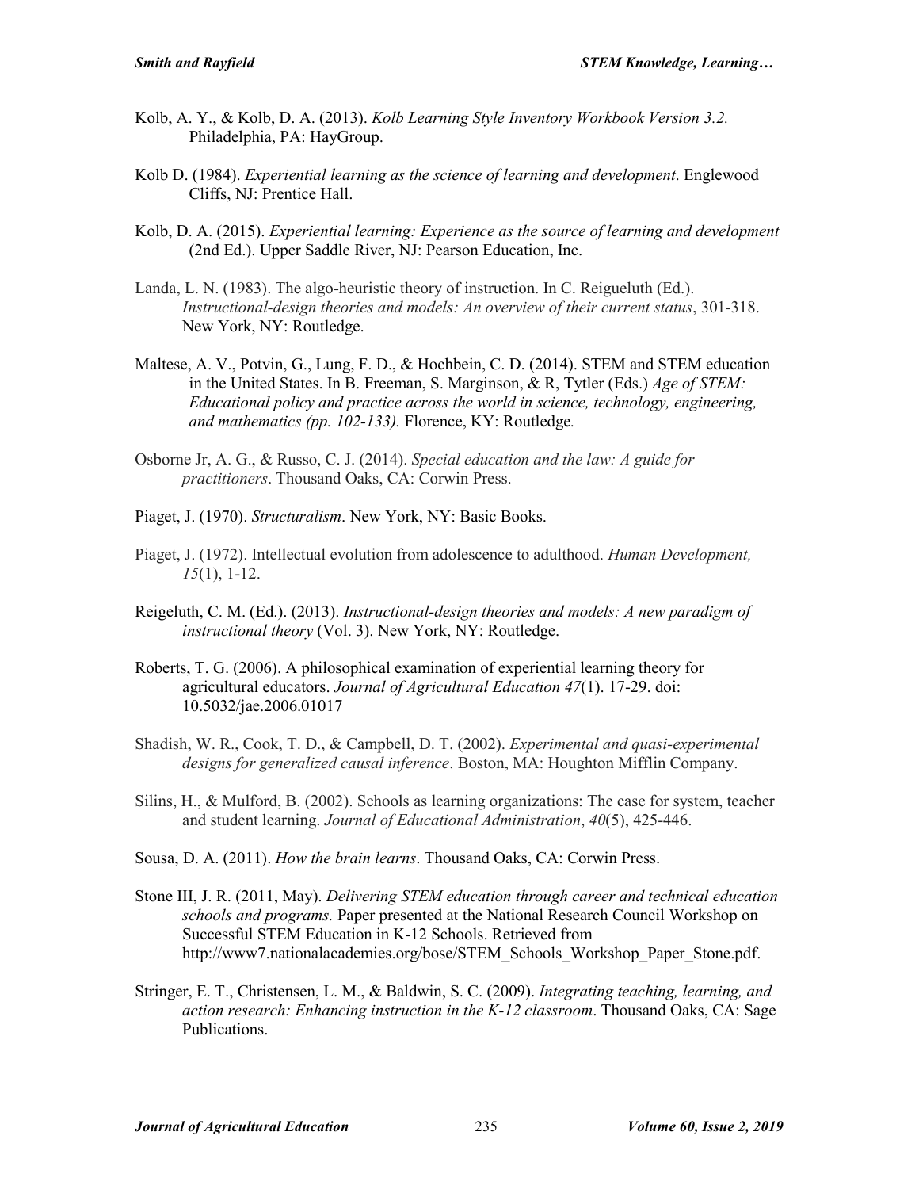Kolb, A. Y., & Kolb, D. A. (2013). *Kolb Learning Style Inventory Workbook Version 3.2.* Philadelphia, PA: HayGroup.

Kolb D. (1984). *Experiential learning as the science of learning and development*. Englewood Cliffs, NJ: Prentice Hall.

Kolb, D. A. (2015). *Experiential learning: Experience as the source of learning and development* (2nd Ed.). Upper Saddle River, NJ: Pearson Education, Inc.

Landa, L. N. (1983). The algo-heuristic theory of instruction. In C. Reigueluth (Ed.). *Instructional-design theories and models: An overview of their current status*, 301-318. New York, NY: Routledge.

Maltese, A. V., Potvin, G., Lung, F. D., & Hochbein, C. D. (2014). STEM and STEM education in the United States. In B. Freeman, S. Marginson, & R, Tytler (Eds.) *Age of STEM: Educational policy and practice across the world in science, technology, engineering, and mathematics (pp. 102-133).* Florence, KY: Routledge*.*

Osborne Jr, A. G., & Russo, C. J. (2014). *Special education and the law: A guide for practitioners*. Thousand Oaks, CA: Corwin Press.

Piaget, J. (1970). *Structuralism*. New York, NY: Basic Books.

Piaget, J. (1972). Intellectual evolution from adolescence to adulthood. *Human Development, 15*(1), 1-12.

Reigeluth, C. M. (Ed.). (2013). *Instructional-design theories and models: A new paradigm of instructional theory* (Vol. 3). New York, NY: Routledge.

Roberts, T. G. (2006). A philosophical examination of experiential learning theory for agricultural educators. *Journal of Agricultural Education 47*(1). 17-29. doi: 10.5032/jae.2006.01017

Shadish, W. R., Cook, T. D., & Campbell, D. T. (2002). *Experimental and quasi-experimental designs for generalized causal inference*. Boston, MA: Houghton Mifflin Company.

Silins, H., & Mulford, B. (2002). Schools as learning organizations: The case for system, teacher and student learning. *Journal of Educational Administration*, *40*(5), 425-446.

Sousa, D. A. (2011). *How the brain learns*. Thousand Oaks, CA: Corwin Press.

Stone III, J. R. (2011, May). *Delivering STEM education through career and technical education schools and programs.* Paper presented at the National Research Council Workshop on Successful STEM Education in K-12 Schools. Retrieved from http://www7.nationalacademies.org/bose/STEM_Schools_Workshop_Paper_Stone.pdf.

Stringer, E. T., Christensen, L. M., & Baldwin, S. C. (2009). *Integrating teaching, learning, and action research: Enhancing instruction in the K-12 classroom*. Thousand Oaks, CA: Sage Publications.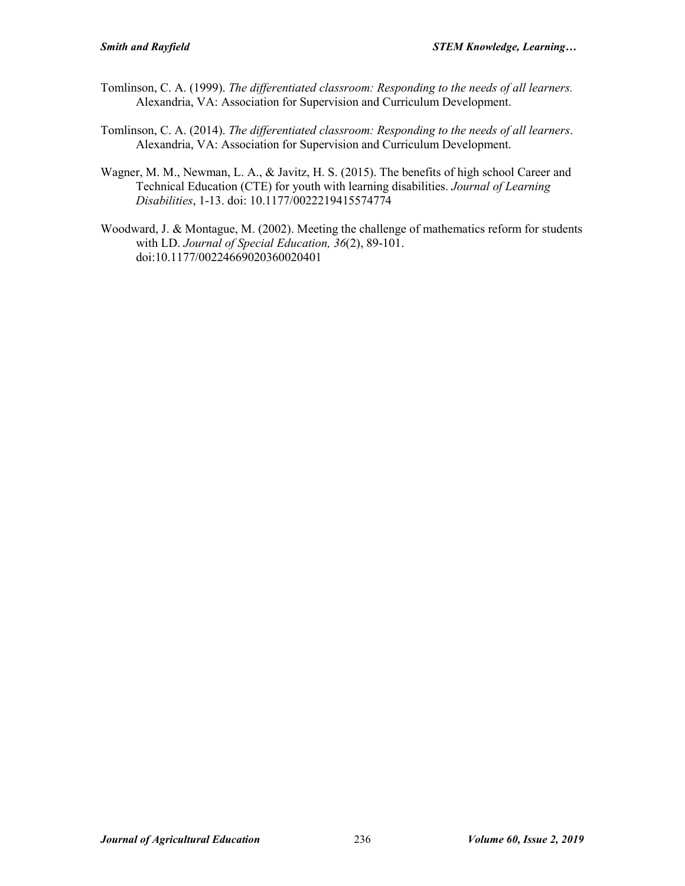Tomlinson, C. A. (1999). *The differentiated classroom: Responding to the needs of all learners.* Alexandria, VA: Association for Supervision and Curriculum Development.

Tomlinson, C. A. (2014). *The differentiated classroom: Responding to the needs of all learners*. Alexandria, VA: Association for Supervision and Curriculum Development.

Wagner, M. M., Newman, L. A., & Javitz, H. S. (2015). The benefits of high school Career and Technical Education (CTE) for youth with learning disabilities. *Journal of Learning Disabilities*, 1-13. doi: 10.1177/0022219415574774

Woodward, J. & Montague, M. (2002). Meeting the challenge of mathematics reform for students with LD. *Journal of Special Education, 36*(2), 89-101. doi:10.1177/00224669020360020401